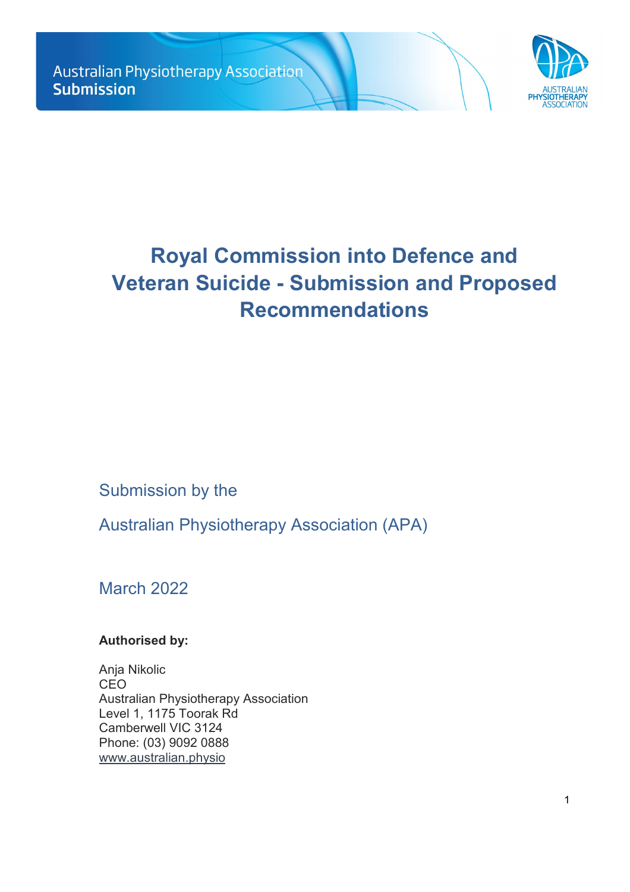Australian Physiotherapy Association
**Submission**

# Royal Commission into Defence and Veteran Suicide - Submission and Proposed Recommendations

Submission by the

Australian Physiotherapy Association (APA)

March 2022

**Authorised by:**

Anja Nikolic
CEO
Australian Physiotherapy Association
Level 1, 1175 Toorak Rd
Camberwell VIC 3124
Phone: (03) 9092 0888
www.australian.physio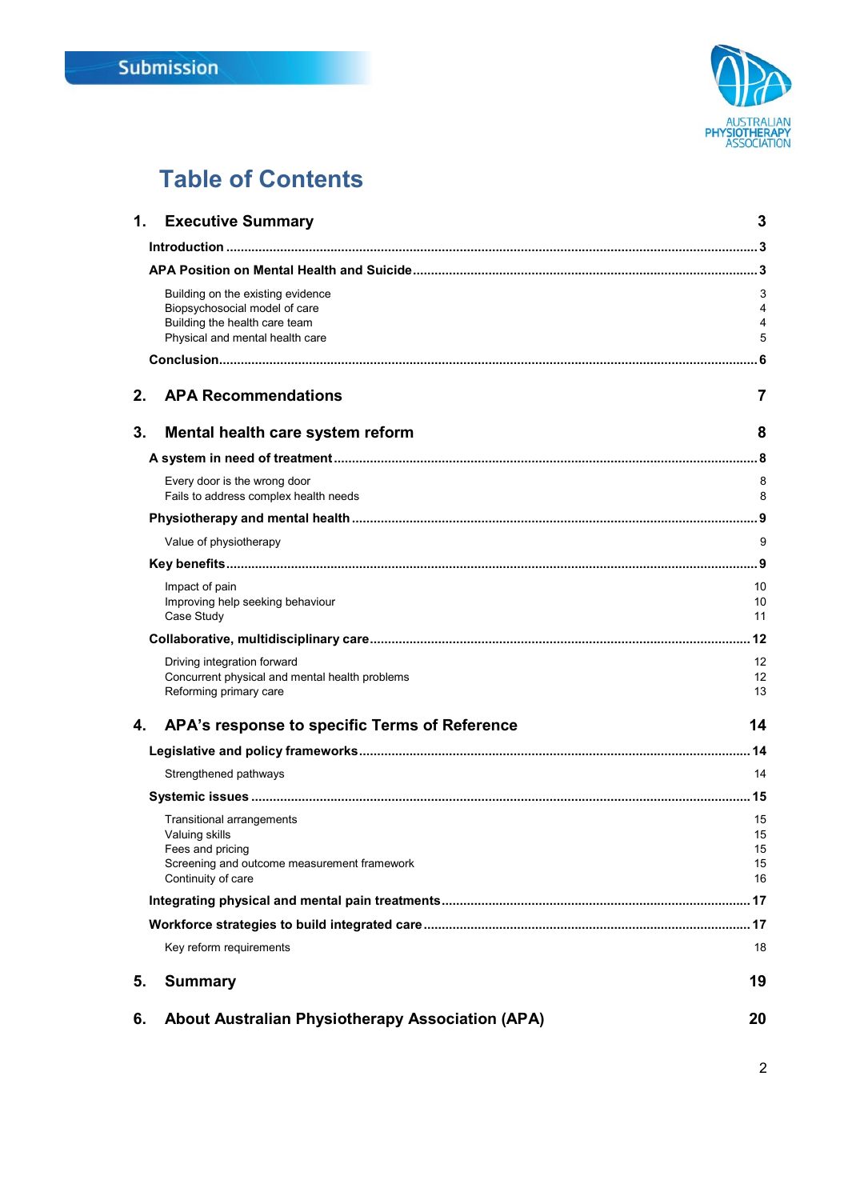Submission

# Table of Contents

| | |
|---|---|
| **1. Executive Summary** | **3** |
| **Introduction** | **3** |
| **APA Position on Mental Health and Suicide** | **3** |
| Building on the existing evidence | 3 |
| Biopsychosocial model of care | 4 |
| Building the health care team | 4 |
| Physical and mental health care | 5 |
| **Conclusion** | **6** |
| **2. APA Recommendations** | **7** |
| **3. Mental health care system reform** | **8** |
| **A system in need of treatment** | **8** |
| Every door is the wrong door | 8 |
| Fails to address complex health needs | 8 |
| **Physiotherapy and mental health** | **9** |
| Value of physiotherapy | 9 |
| **Key benefits** | **9** |
| Impact of pain | 10 |
| Improving help seeking behaviour | 10 |
| Case Study | 11 |
| **Collaborative, multidisciplinary care** | **12** |
| Driving integration forward | 12 |
| Concurrent physical and mental health problems | 12 |
| Reforming primary care | 13 |
| **4. APA's response to specific Terms of Reference** | **14** |
| **Legislative and policy frameworks** | **14** |
| Strengthened pathways | 14 |
| **Systemic issues** | **15** |
| Transitional arrangements | 15 |
| Valuing skills | 15 |
| Fees and pricing | 15 |
| Screening and outcome measurement framework | 15 |
| Continuity of care | 16 |
| **Integrating physical and mental pain treatments** | **17** |
| **Workforce strategies to build integrated care** | **17** |
| Key reform requirements | 18 |
| **5. Summary** | **19** |
| **6. About Australian Physiotherapy Association (APA)** | **20** |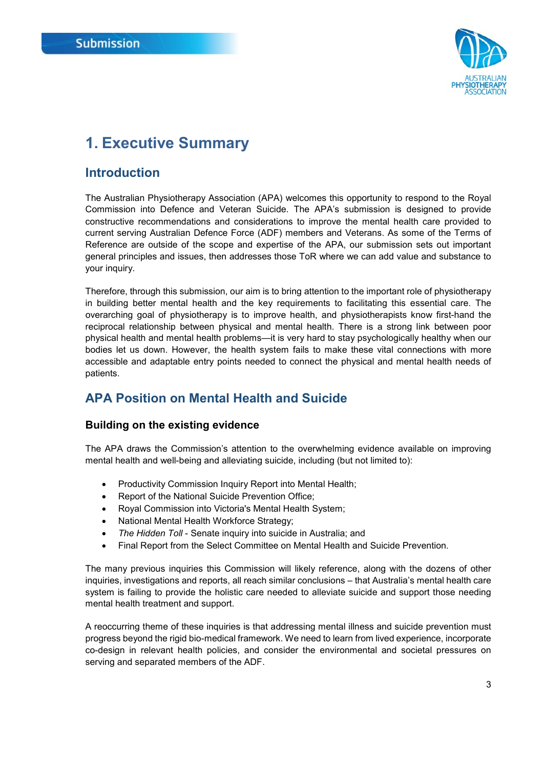# 1. Executive Summary

## Introduction

The Australian Physiotherapy Association (APA) welcomes this opportunity to respond to the Royal Commission into Defence and Veteran Suicide. The APA's submission is designed to provide constructive recommendations and considerations to improve the mental health care provided to current serving Australian Defence Force (ADF) members and Veterans. As some of the Terms of Reference are outside of the scope and expertise of the APA, our submission sets out important general principles and issues, then addresses those ToR where we can add value and substance to your inquiry.

Therefore, through this submission, our aim is to bring attention to the important role of physiotherapy in building better mental health and the key requirements to facilitating this essential care. The overarching goal of physiotherapy is to improve health, and physiotherapists know first-hand the reciprocal relationship between physical and mental health. There is a strong link between poor physical health and mental health problems—it is very hard to stay psychologically healthy when our bodies let us down. However, the health system fails to make these vital connections with more accessible and adaptable entry points needed to connect the physical and mental health needs of patients.

## APA Position on Mental Health and Suicide

### Building on the existing evidence

The APA draws the Commission's attention to the overwhelming evidence available on improving mental health and well-being and alleviating suicide, including (but not limited to):

- Productivity Commission Inquiry Report into Mental Health;
- Report of the National Suicide Prevention Office;
- Royal Commission into Victoria's Mental Health System;
- National Mental Health Workforce Strategy;
- *The Hidden Toll* - Senate inquiry into suicide in Australia; and
- Final Report from the Select Committee on Mental Health and Suicide Prevention.

The many previous inquiries this Commission will likely reference, along with the dozens of other inquiries, investigations and reports, all reach similar conclusions – that Australia's mental health care system is failing to provide the holistic care needed to alleviate suicide and support those needing mental health treatment and support.

A reoccurring theme of these inquiries is that addressing mental illness and suicide prevention must progress beyond the rigid bio-medical framework. We need to learn from lived experience, incorporate co-design in relevant health policies, and consider the environmental and societal pressures on serving and separated members of the ADF.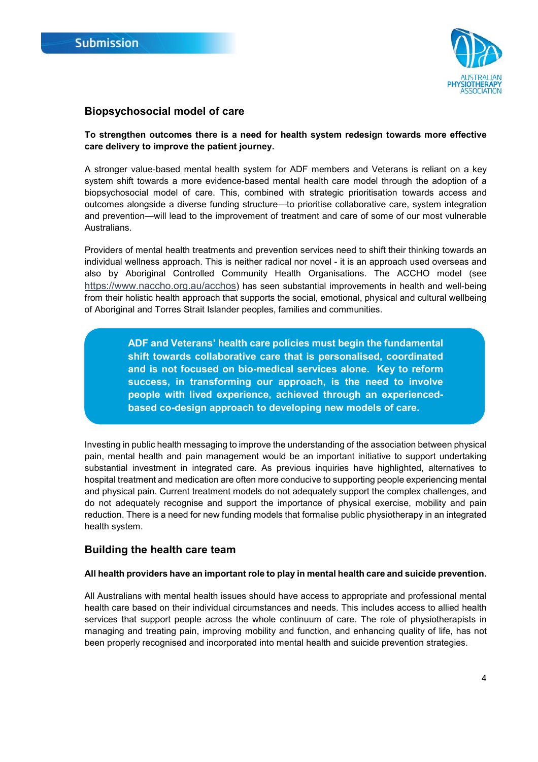## Biopsychosocial model of care

**To strengthen outcomes there is a need for health system redesign towards more effective care delivery to improve the patient journey.**

A stronger value-based mental health system for ADF members and Veterans is reliant on a key system shift towards a more evidence-based mental health care model through the adoption of a biopsychosocial model of care. This, combined with strategic prioritisation towards access and outcomes alongside a diverse funding structure—to prioritise collaborative care, system integration and prevention—will lead to the improvement of treatment and care of some of our most vulnerable Australians.

Providers of mental health treatments and prevention services need to shift their thinking towards an individual wellness approach. This is neither radical nor novel - it is an approach used overseas and also by Aboriginal Controlled Community Health Organisations. The ACCHO model (see https://www.naccho.org.au/acchos) has seen substantial improvements in health and well-being from their holistic health approach that supports the social, emotional, physical and cultural wellbeing of Aboriginal and Torres Strait Islander peoples, families and communities.

> **ADF and Veterans' health care policies must begin the fundamental shift towards collaborative care that is personalised, coordinated and is not focused on bio-medical services alone. Key to reform success, in transforming our approach, is the need to involve people with lived experience, achieved through an experienced-based co-design approach to developing new models of care.**

Investing in public health messaging to improve the understanding of the association between physical pain, mental health and pain management would be an important initiative to support undertaking substantial investment in integrated care. As previous inquiries have highlighted, alternatives to hospital treatment and medication are often more conducive to supporting people experiencing mental and physical pain. Current treatment models do not adequately support the complex challenges, and do not adequately recognise and support the importance of physical exercise, mobility and pain reduction. There is a need for new funding models that formalise public physiotherapy in an integrated health system.

## Building the health care team

**All health providers have an important role to play in mental health care and suicide prevention.**

All Australians with mental health issues should have access to appropriate and professional mental health care based on their individual circumstances and needs. This includes access to allied health services that support people across the whole continuum of care. The role of physiotherapists in managing and treating pain, improving mobility and function, and enhancing quality of life, has not been properly recognised and incorporated into mental health and suicide prevention strategies.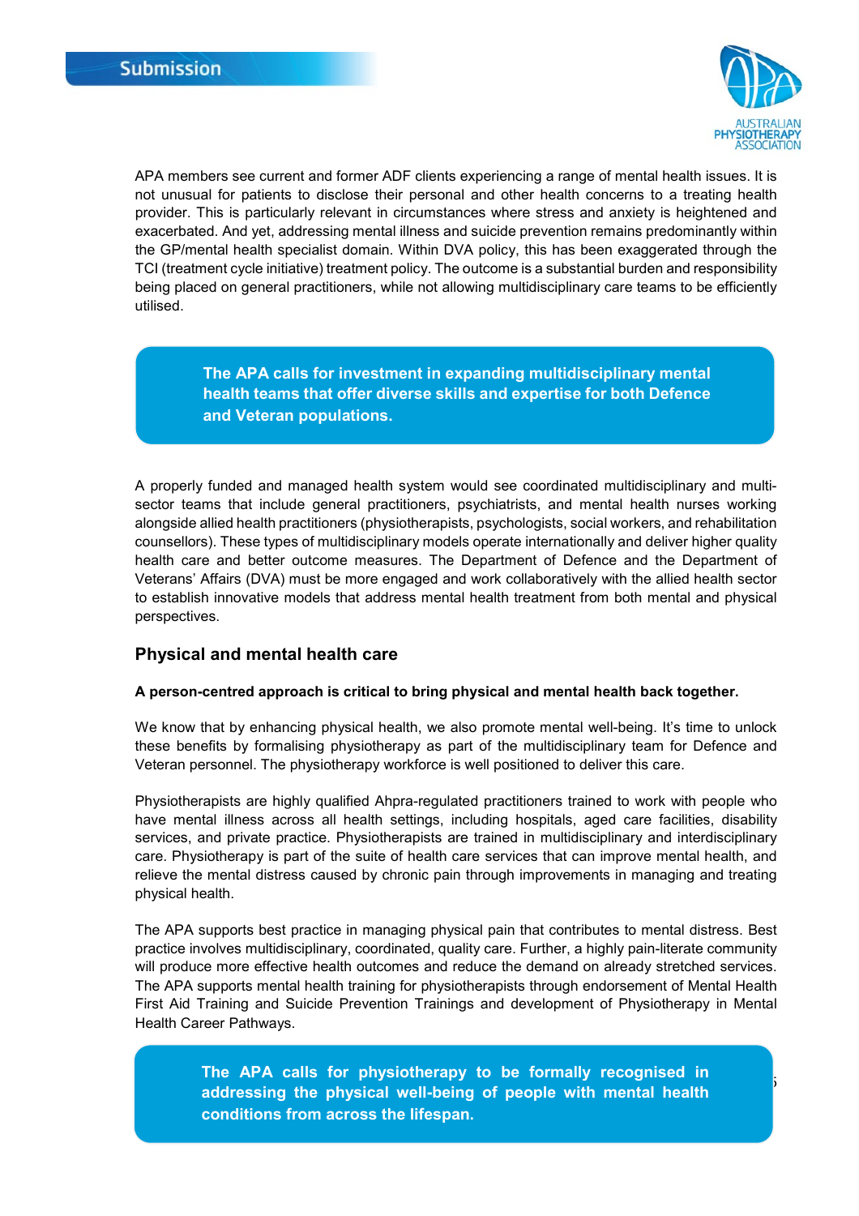APA members see current and former ADF clients experiencing a range of mental health issues. It is not unusual for patients to disclose their personal and other health concerns to a treating health provider. This is particularly relevant in circumstances where stress and anxiety is heightened and exacerbated. And yet, addressing mental illness and suicide prevention remains predominantly within the GP/mental health specialist domain. Within DVA policy, this has been exaggerated through the TCI (treatment cycle initiative) treatment policy. The outcome is a substantial burden and responsibility being placed on general practitioners, while not allowing multidisciplinary care teams to be efficiently utilised.

> **The APA calls for investment in expanding multidisciplinary mental health teams that offer diverse skills and expertise for both Defence and Veteran populations.**

A properly funded and managed health system would see coordinated multidisciplinary and multi-sector teams that include general practitioners, psychiatrists, and mental health nurses working alongside allied health practitioners (physiotherapists, psychologists, social workers, and rehabilitation counsellors). These types of multidisciplinary models operate internationally and deliver higher quality health care and better outcome measures. The Department of Defence and the Department of Veterans' Affairs (DVA) must be more engaged and work collaboratively with the allied health sector to establish innovative models that address mental health treatment from both mental and physical perspectives.

## Physical and mental health care

**A person-centred approach is critical to bring physical and mental health back together.**

We know that by enhancing physical health, we also promote mental well-being. It's time to unlock these benefits by formalising physiotherapy as part of the multidisciplinary team for Defence and Veteran personnel. The physiotherapy workforce is well positioned to deliver this care.

Physiotherapists are highly qualified Ahpra-regulated practitioners trained to work with people who have mental illness across all health settings, including hospitals, aged care facilities, disability services, and private practice. Physiotherapists are trained in multidisciplinary and interdisciplinary care. Physiotherapy is part of the suite of health care services that can improve mental health, and relieve the mental distress caused by chronic pain through improvements in managing and treating physical health.

The APA supports best practice in managing physical pain that contributes to mental distress. Best practice involves multidisciplinary, coordinated, quality care. Further, a highly pain-literate community will produce more effective health outcomes and reduce the demand on already stretched services. The APA supports mental health training for physiotherapists through endorsement of Mental Health First Aid Training and Suicide Prevention Trainings and development of Physiotherapy in Mental Health Career Pathways.

> **The APA calls for physiotherapy to be formally recognised in addressing the physical well-being of people with mental health conditions from across the lifespan.**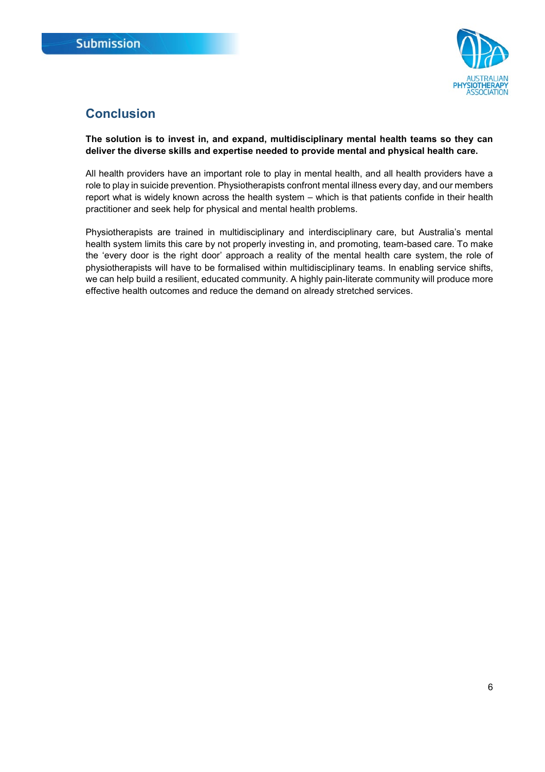## Conclusion

**The solution is to invest in, and expand, multidisciplinary mental health teams so they can deliver the diverse skills and expertise needed to provide mental and physical health care.**

All health providers have an important role to play in mental health, and all health providers have a role to play in suicide prevention. Physiotherapists confront mental illness every day, and our members report what is widely known across the health system – which is that patients confide in their health practitioner and seek help for physical and mental health problems.

Physiotherapists are trained in multidisciplinary and interdisciplinary care, but Australia's mental health system limits this care by not properly investing in, and promoting, team-based care. To make the 'every door is the right door' approach a reality of the mental health care system, the role of physiotherapists will have to be formalised within multidisciplinary teams. In enabling service shifts, we can help build a resilient, educated community. A highly pain-literate community will produce more effective health outcomes and reduce the demand on already stretched services.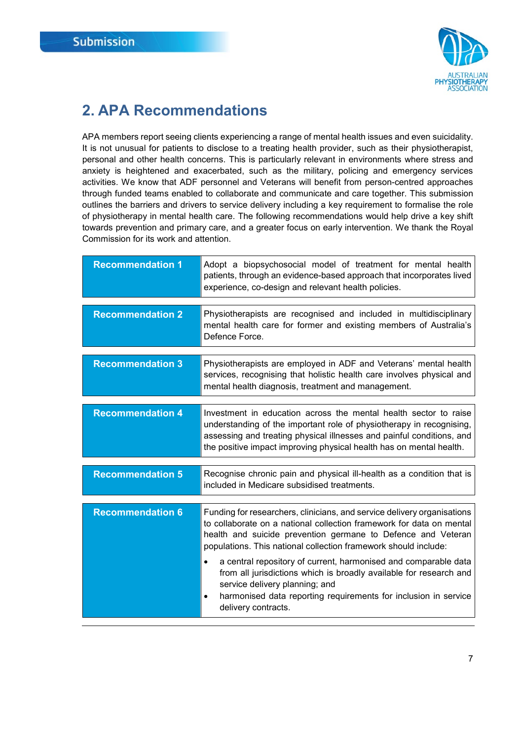## 2. APA Recommendations

APA members report seeing clients experiencing a range of mental health issues and even suicidality. It is not unusual for patients to disclose to a treating health provider, such as their physiotherapist, personal and other health concerns. This is particularly relevant in environments where stress and anxiety is heightened and exacerbated, such as the military, policing and emergency services activities. We know that ADF personnel and Veterans will benefit from person-centred approaches through funded teams enabled to collaborate and communicate and care together. This submission outlines the barriers and drivers to service delivery including a key requirement to formalise the role of physiotherapy in mental health care. The following recommendations would help drive a key shift towards prevention and primary care, and a greater focus on early intervention. We thank the Royal Commission for its work and attention.

| | |
|---|---|
| **Recommendation 1** | Adopt a biopsychosocial model of treatment for mental health patients, through an evidence-based approach that incorporates lived experience, co-design and relevant health policies. |
| **Recommendation 2** | Physiotherapists are recognised and included in multidisciplinary mental health care for former and existing members of Australia's Defence Force. |
| **Recommendation 3** | Physiotherapists are employed in ADF and Veterans' mental health services, recognising that holistic health care involves physical and mental health diagnosis, treatment and management. |
| **Recommendation 4** | Investment in education across the mental health sector to raise understanding of the important role of physiotherapy in recognising, assessing and treating physical illnesses and painful conditions, and the positive impact improving physical health has on mental health. |
| **Recommendation 5** | Recognise chronic pain and physical ill-health as a condition that is included in Medicare subsidised treatments. |
| **Recommendation 6** | Funding for researchers, clinicians, and service delivery organisations to collaborate on a national collection framework for data on mental health and suicide prevention germane to Defence and Veteran populations. This national collection framework should include: <br>• a central repository of current, harmonised and comparable data from all jurisdictions which is broadly available for research and service delivery planning; and <br>• harmonised data reporting requirements for inclusion in service delivery contracts. |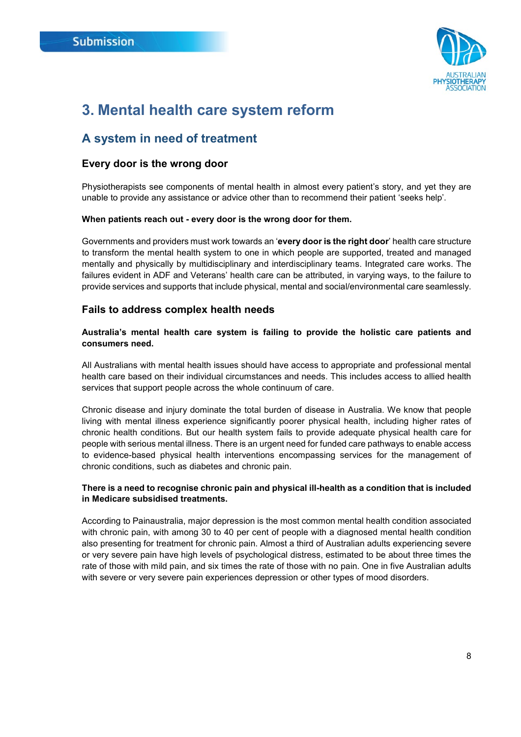# 3. Mental health care system reform

## A system in need of treatment

### Every door is the wrong door

Physiotherapists see components of mental health in almost every patient's story, and yet they are unable to provide any assistance or advice other than to recommend their patient 'seeks help'.

**When patients reach out - every door is the wrong door for them.**

Governments and providers must work towards an '**every door is the right door**' health care structure to transform the mental health system to one in which people are supported, treated and managed mentally and physically by multidisciplinary and interdisciplinary teams. Integrated care works. The failures evident in ADF and Veterans' health care can be attributed, in varying ways, to the failure to provide services and supports that include physical, mental and social/environmental care seamlessly.

### Fails to address complex health needs

**Australia's mental health care system is failing to provide the holistic care patients and consumers need.**

All Australians with mental health issues should have access to appropriate and professional mental health care based on their individual circumstances and needs. This includes access to allied health services that support people across the whole continuum of care.

Chronic disease and injury dominate the total burden of disease in Australia. We know that people living with mental illness experience significantly poorer physical health, including higher rates of chronic health conditions. But our health system fails to provide adequate physical health care for people with serious mental illness. There is an urgent need for funded care pathways to enable access to evidence-based physical health interventions encompassing services for the management of chronic conditions, such as diabetes and chronic pain.

**There is a need to recognise chronic pain and physical ill-health as a condition that is included in Medicare subsidised treatments.**

According to Painaustralia, major depression is the most common mental health condition associated with chronic pain, with among 30 to 40 per cent of people with a diagnosed mental health condition also presenting for treatment for chronic pain. Almost a third of Australian adults experiencing severe or very severe pain have high levels of psychological distress, estimated to be about three times the rate of those with mild pain, and six times the rate of those with no pain. One in five Australian adults with severe or very severe pain experiences depression or other types of mood disorders.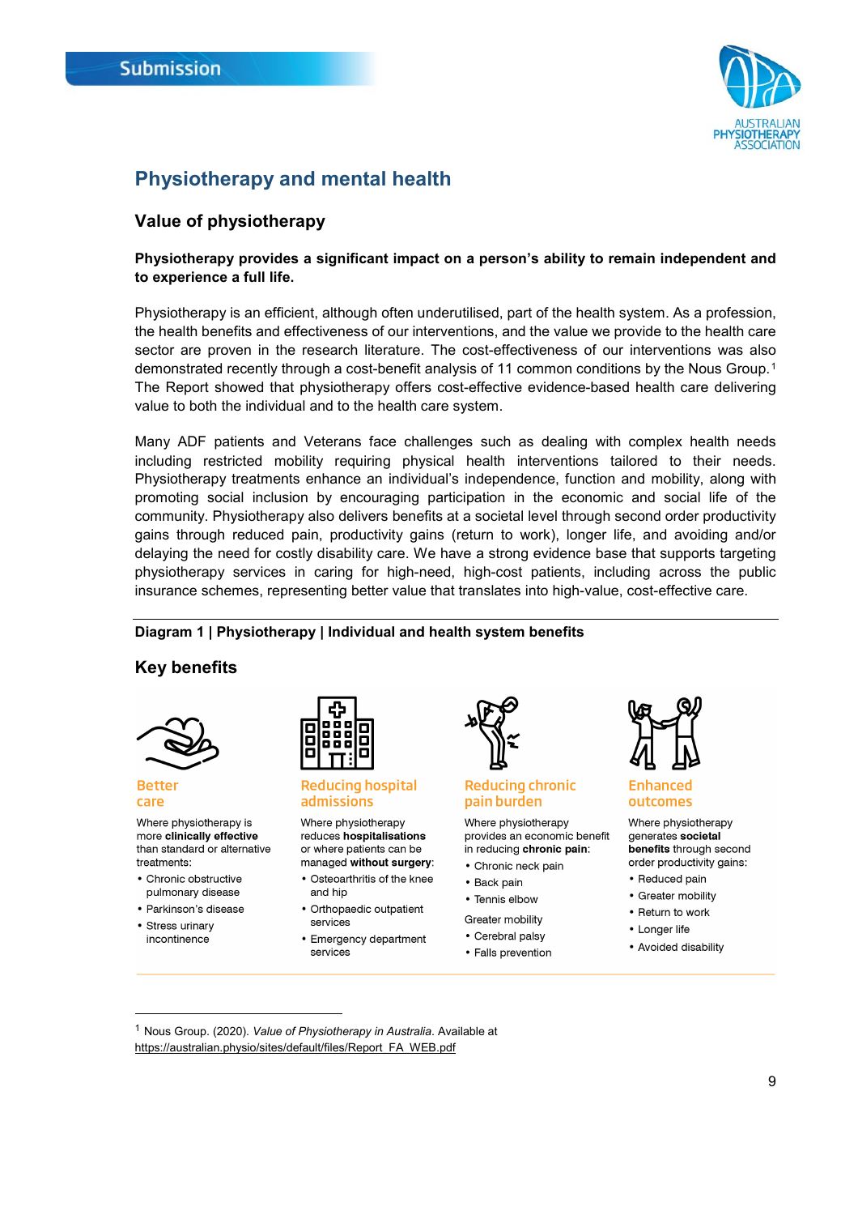## Physiotherapy and mental health

### Value of physiotherapy

**Physiotherapy provides a significant impact on a person's ability to remain independent and to experience a full life.**

Physiotherapy is an efficient, although often underutilised, part of the health system. As a profession, the health benefits and effectiveness of our interventions, and the value we provide to the health care sector are proven in the research literature. The cost-effectiveness of our interventions was also demonstrated recently through a cost-benefit analysis of 11 common conditions by the Nous Group.[1] The Report showed that physiotherapy offers cost-effective evidence-based health care delivering value to both the individual and to the health care system.

Many ADF patients and Veterans face challenges such as dealing with complex health needs including restricted mobility requiring physical health interventions tailored to their needs. Physiotherapy treatments enhance an individual's independence, function and mobility, along with promoting social inclusion by encouraging participation in the economic and social life of the community. Physiotherapy also delivers benefits at a societal level through second order productivity gains through reduced pain, productivity gains (return to work), longer life, and avoiding and/or delaying the need for costly disability care. We have a strong evidence base that supports targeting physiotherapy services in caring for high-need, high-cost patients, including across the public insurance schemes, representing better value that translates into high-value, cost-effective care.

**Diagram 1 | Physiotherapy | Individual and health system benefits**

### Key benefits

**Better care**

Where physiotherapy is more **clinically effective** than standard or alternative treatments:

- Chronic obstructive pulmonary disease
- Parkinson's disease
- Stress urinary incontinence

**Reducing hospital admissions**

Where physiotherapy reduces **hospitalisations** or where patients can be managed **without surgery**:

- Osteoarthritis of the knee and hip
- Orthopaedic outpatient services
- Emergency department services

**Reducing chronic pain burden**

Where physiotherapy provides an economic benefit in reducing **chronic pain**:

- Chronic neck pain
- Back pain
- Tennis elbow

Greater mobility

- Cerebral palsy
- Falls prevention

**Enhanced outcomes**

Where physiotherapy generates **societal benefits** through second order productivity gains:

- Reduced pain
- Greater mobility
- Return to work
- Longer life
- Avoided disability

---

[1] Nous Group. (2020). *Value of Physiotherapy in Australia*. Available at https://australian.physio/sites/default/files/Report_FA_WEB.pdf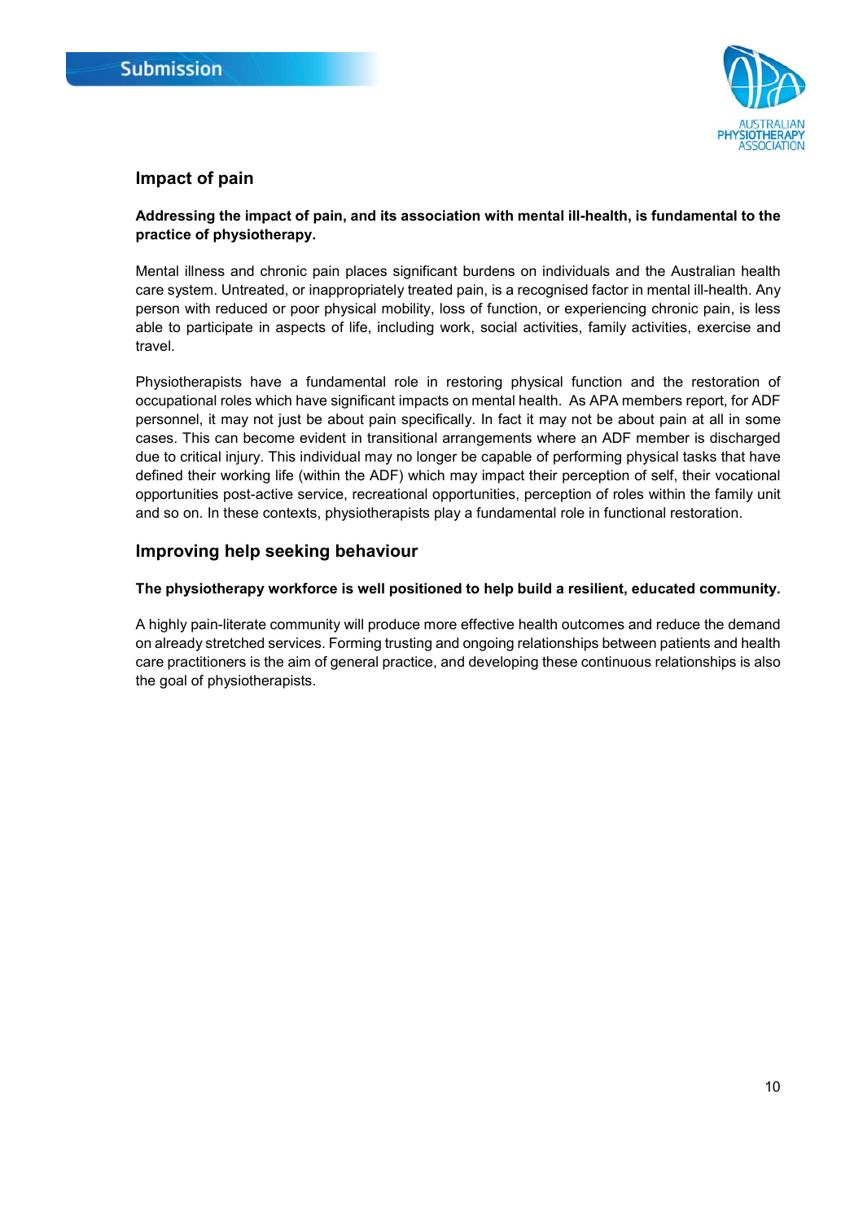## Impact of pain

**Addressing the impact of pain, and its association with mental ill-health, is fundamental to the practice of physiotherapy.**

Mental illness and chronic pain places significant burdens on individuals and the Australian health care system. Untreated, or inappropriately treated pain, is a recognised factor in mental ill-health. Any person with reduced or poor physical mobility, loss of function, or experiencing chronic pain, is less able to participate in aspects of life, including work, social activities, family activities, exercise and travel.

Physiotherapists have a fundamental role in restoring physical function and the restoration of occupational roles which have significant impacts on mental health. As APA members report, for ADF personnel, it may not just be about pain specifically. In fact it may not be about pain at all in some cases. This can become evident in transitional arrangements where an ADF member is discharged due to critical injury. This individual may no longer be capable of performing physical tasks that have defined their working life (within the ADF) which may impact their perception of self, their vocational opportunities post-active service, recreational opportunities, perception of roles within the family unit and so on. In these contexts, physiotherapists play a fundamental role in functional restoration.

## Improving help seeking behaviour

**The physiotherapy workforce is well positioned to help build a resilient, educated community.**

A highly pain-literate community will produce more effective health outcomes and reduce the demand on already stretched services. Forming trusting and ongoing relationships between patients and health care practitioners is the aim of general practice, and developing these continuous relationships is also the goal of physiotherapists.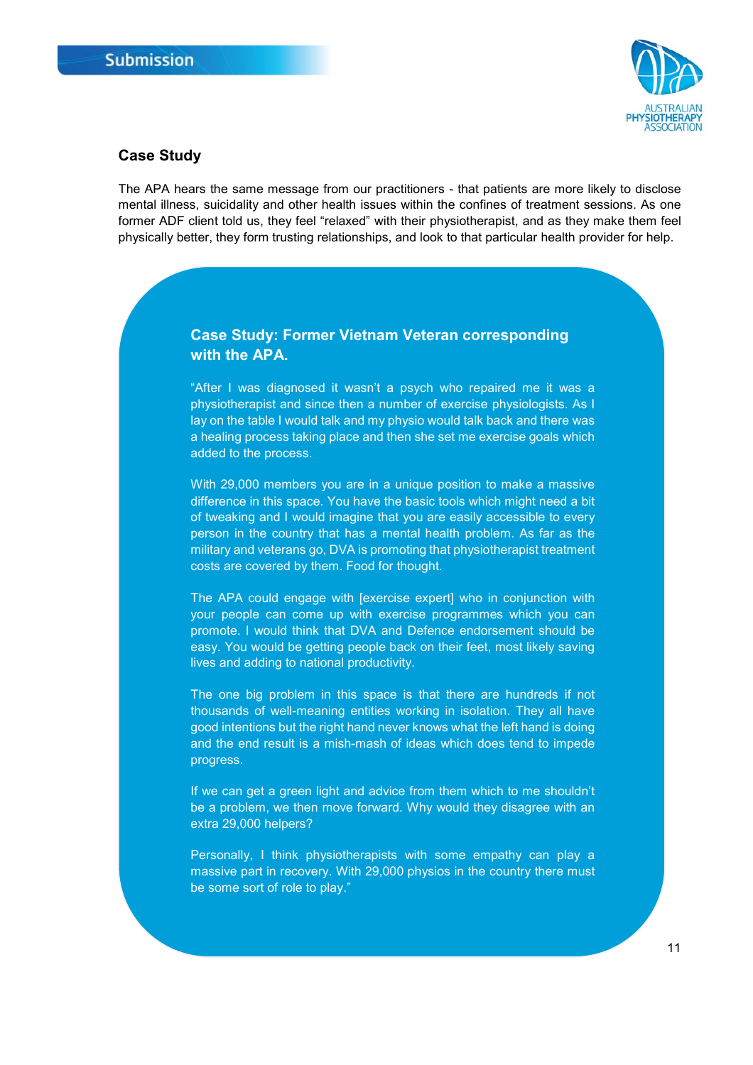## Case Study

The APA hears the same message from our practitioners - that patients are more likely to disclose mental illness, suicidality and other health issues within the confines of treatment sessions. As one former ADF client told us, they feel "relaxed" with their physiotherapist, and as they make them feel physically better, they form trusting relationships, and look to that particular health provider for help.

### Case Study: Former Vietnam Veteran corresponding with the APA.

"After I was diagnosed it wasn't a psych who repaired me it was a physiotherapist and since then a number of exercise physiologists. As I lay on the table I would talk and my physio would talk back and there was a healing process taking place and then she set me exercise goals which added to the process.

With 29,000 members you are in a unique position to make a massive difference in this space. You have the basic tools which might need a bit of tweaking and I would imagine that you are easily accessible to every person in the country that has a mental health problem. As far as the military and veterans go, DVA is promoting that physiotherapist treatment costs are covered by them. Food for thought.

The APA could engage with [exercise expert] who in conjunction with your people can come up with exercise programmes which you can promote. I would think that DVA and Defence endorsement should be easy. You would be getting people back on their feet, most likely saving lives and adding to national productivity.

The one big problem in this space is that there are hundreds if not thousands of well-meaning entities working in isolation. They all have good intentions but the right hand never knows what the left hand is doing and the end result is a mish-mash of ideas which does tend to impede progress.

If we can get a green light and advice from them which to me shouldn't be a problem, we then move forward. Why would they disagree with an extra 29,000 helpers?

Personally, I think physiotherapists with some empathy can play a massive part in recovery. With 29,000 physios in the country there must be some sort of role to play."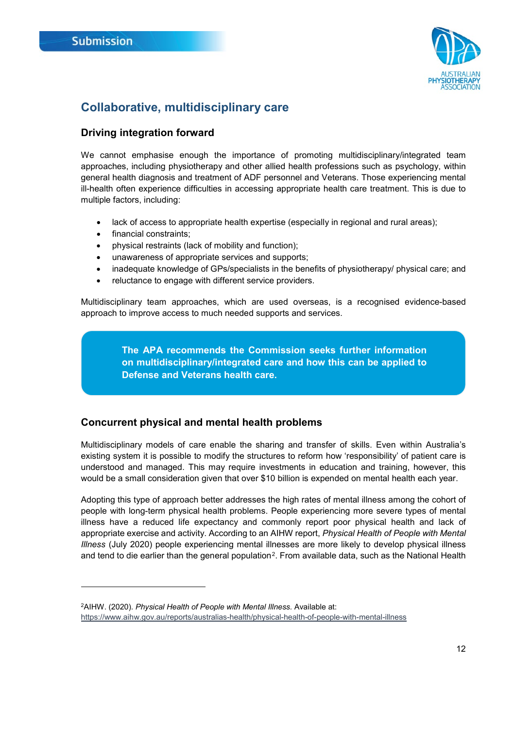## Collaborative, multidisciplinary care

### Driving integration forward

We cannot emphasise enough the importance of promoting multidisciplinary/integrated team approaches, including physiotherapy and other allied health professions such as psychology, within general health diagnosis and treatment of ADF personnel and Veterans. Those experiencing mental ill-health often experience difficulties in accessing appropriate health care treatment. This is due to multiple factors, including:

- lack of access to appropriate health expertise (especially in regional and rural areas);
- financial constraints;
- physical restraints (lack of mobility and function);
- unawareness of appropriate services and supports;
- inadequate knowledge of GPs/specialists in the benefits of physiotherapy/ physical care; and
- reluctance to engage with different service providers.

Multidisciplinary team approaches, which are used overseas, is a recognised evidence-based approach to improve access to much needed supports and services.

**The APA recommends the Commission seeks further information on multidisciplinary/integrated care and how this can be applied to Defense and Veterans health care.**

### Concurrent physical and mental health problems

Multidisciplinary models of care enable the sharing and transfer of skills. Even within Australia's existing system it is possible to modify the structures to reform how 'responsibility' of patient care is understood and managed. This may require investments in education and training, however, this would be a small consideration given that over $10 billion is expended on mental health each year.

Adopting this type of approach better addresses the high rates of mental illness among the cohort of people with long-term physical health problems. People experiencing more severe types of mental illness have a reduced life expectancy and commonly report poor physical health and lack of appropriate exercise and activity. According to an AIHW report, *Physical Health of People with Mental Illness* (July 2020) people experiencing mental illnesses are more likely to develop physical illness and tend to die earlier than the general population[2]. From available data, such as the National Health

[2] AIHW. (2020). *Physical Health of People with Mental Illness.* Available at: https://www.aihw.gov.au/reports/australias-health/physical-health-of-people-with-mental-illness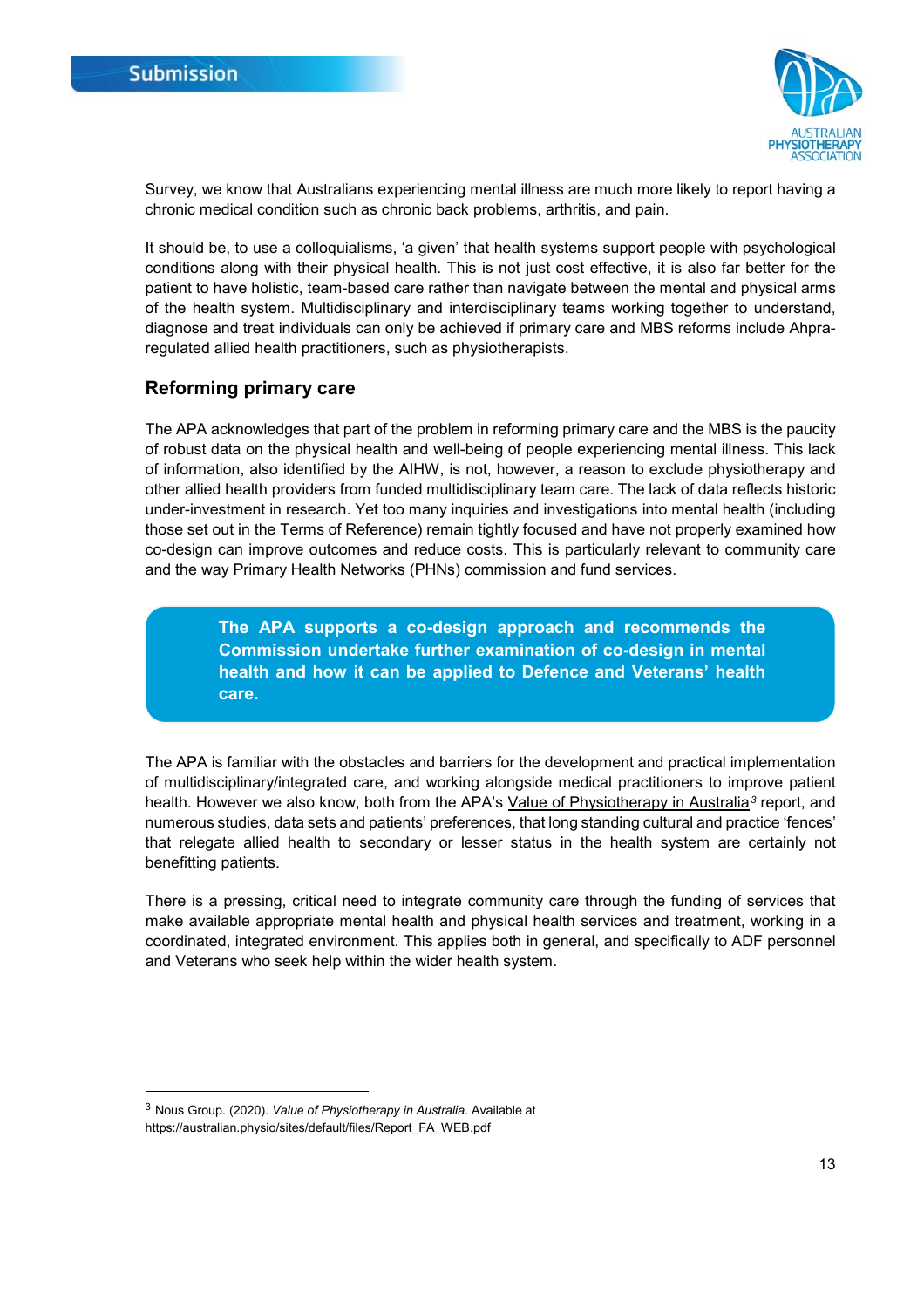Survey, we know that Australians experiencing mental illness are much more likely to report having a chronic medical condition such as chronic back problems, arthritis, and pain.

It should be, to use a colloquialisms, 'a given' that health systems support people with psychological conditions along with their physical health. This is not just cost effective, it is also far better for the patient to have holistic, team-based care rather than navigate between the mental and physical arms of the health system. Multidisciplinary and interdisciplinary teams working together to understand, diagnose and treat individuals can only be achieved if primary care and MBS reforms include Ahpra-regulated allied health practitioners, such as physiotherapists.

## Reforming primary care

The APA acknowledges that part of the problem in reforming primary care and the MBS is the paucity of robust data on the physical health and well-being of people experiencing mental illness. This lack of information, also identified by the AIHW, is not, however, a reason to exclude physiotherapy and other allied health providers from funded multidisciplinary team care. The lack of data reflects historic under-investment in research. Yet too many inquiries and investigations into mental health (including those set out in the Terms of Reference) remain tightly focused and have not properly examined how co-design can improve outcomes and reduce costs. This is particularly relevant to community care and the way Primary Health Networks (PHNs) commission and fund services.

**The APA supports a co-design approach and recommends the Commission undertake further examination of co-design in mental health and how it can be applied to Defence and Veterans' health care.**

The APA is familiar with the obstacles and barriers for the development and practical implementation of multidisciplinary/integrated care, and working alongside medical practitioners to improve patient health. However we also know, both from the APA's Value of Physiotherapy in Australia[3] report, and numerous studies, data sets and patients' preferences, that long standing cultural and practice 'fences' that relegate allied health to secondary or lesser status in the health system are certainly not benefitting patients.

There is a pressing, critical need to integrate community care through the funding of services that make available appropriate mental health and physical health services and treatment, working in a coordinated, integrated environment. This applies both in general, and specifically to ADF personnel and Veterans who seek help within the wider health system.

---

[3] Nous Group. (2020). *Value of Physiotherapy in Australia*. Available at https://australian.physio/sites/default/files/Report_FA_WEB.pdf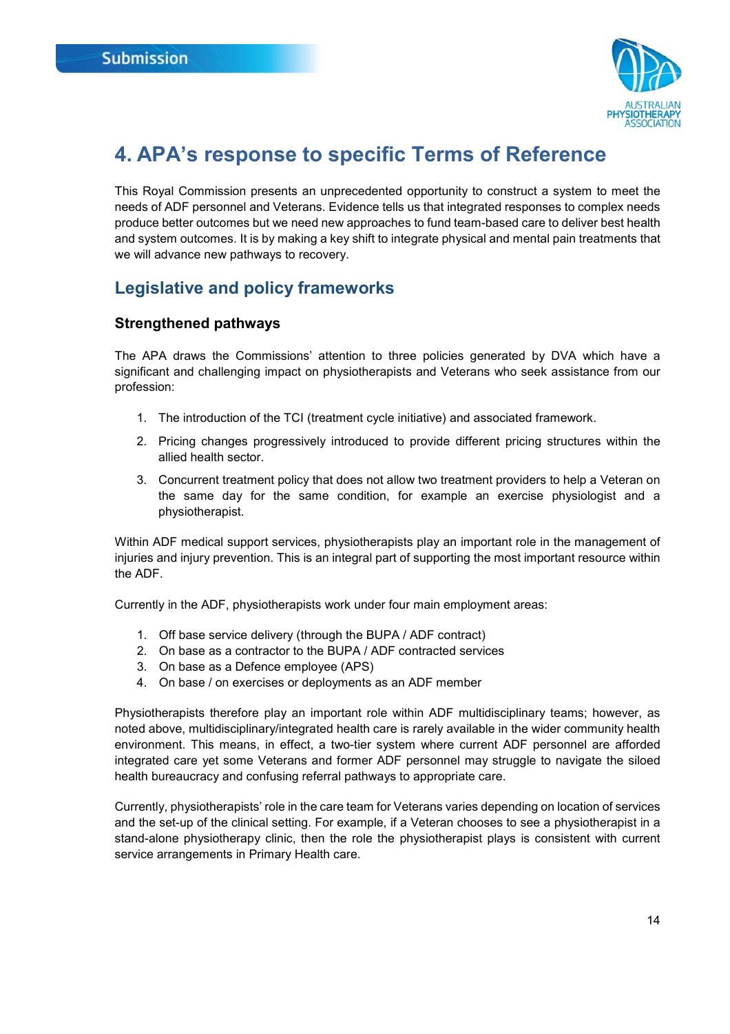# 4. APA's response to specific Terms of Reference

This Royal Commission presents an unprecedented opportunity to construct a system to meet the needs of ADF personnel and Veterans. Evidence tells us that integrated responses to complex needs produce better outcomes but we need new approaches to fund team-based care to deliver best health and system outcomes. It is by making a key shift to integrate physical and mental pain treatments that we will advance new pathways to recovery.

## Legislative and policy frameworks

### Strengthened pathways

The APA draws the Commissions' attention to three policies generated by DVA which have a significant and challenging impact on physiotherapists and Veterans who seek assistance from our profession:

1. The introduction of the TCI (treatment cycle initiative) and associated framework.
2. Pricing changes progressively introduced to provide different pricing structures within the allied health sector.
3. Concurrent treatment policy that does not allow two treatment providers to help a Veteran on the same day for the same condition, for example an exercise physiologist and a physiotherapist.

Within ADF medical support services, physiotherapists play an important role in the management of injuries and injury prevention. This is an integral part of supporting the most important resource within the ADF.

Currently in the ADF, physiotherapists work under four main employment areas:

1. Off base service delivery (through the BUPA / ADF contract)
2. On base as a contractor to the BUPA / ADF contracted services
3. On base as a Defence employee (APS)
4. On base / on exercises or deployments as an ADF member

Physiotherapists therefore play an important role within ADF multidisciplinary teams; however, as noted above, multidisciplinary/integrated health care is rarely available in the wider community health environment. This means, in effect, a two-tier system where current ADF personnel are afforded integrated care yet some Veterans and former ADF personnel may struggle to navigate the siloed health bureaucracy and confusing referral pathways to appropriate care.

Currently, physiotherapists' role in the care team for Veterans varies depending on location of services and the set-up of the clinical setting. For example, if a Veteran chooses to see a physiotherapist in a stand-alone physiotherapy clinic, then the role the physiotherapist plays is consistent with current service arrangements in Primary Health care.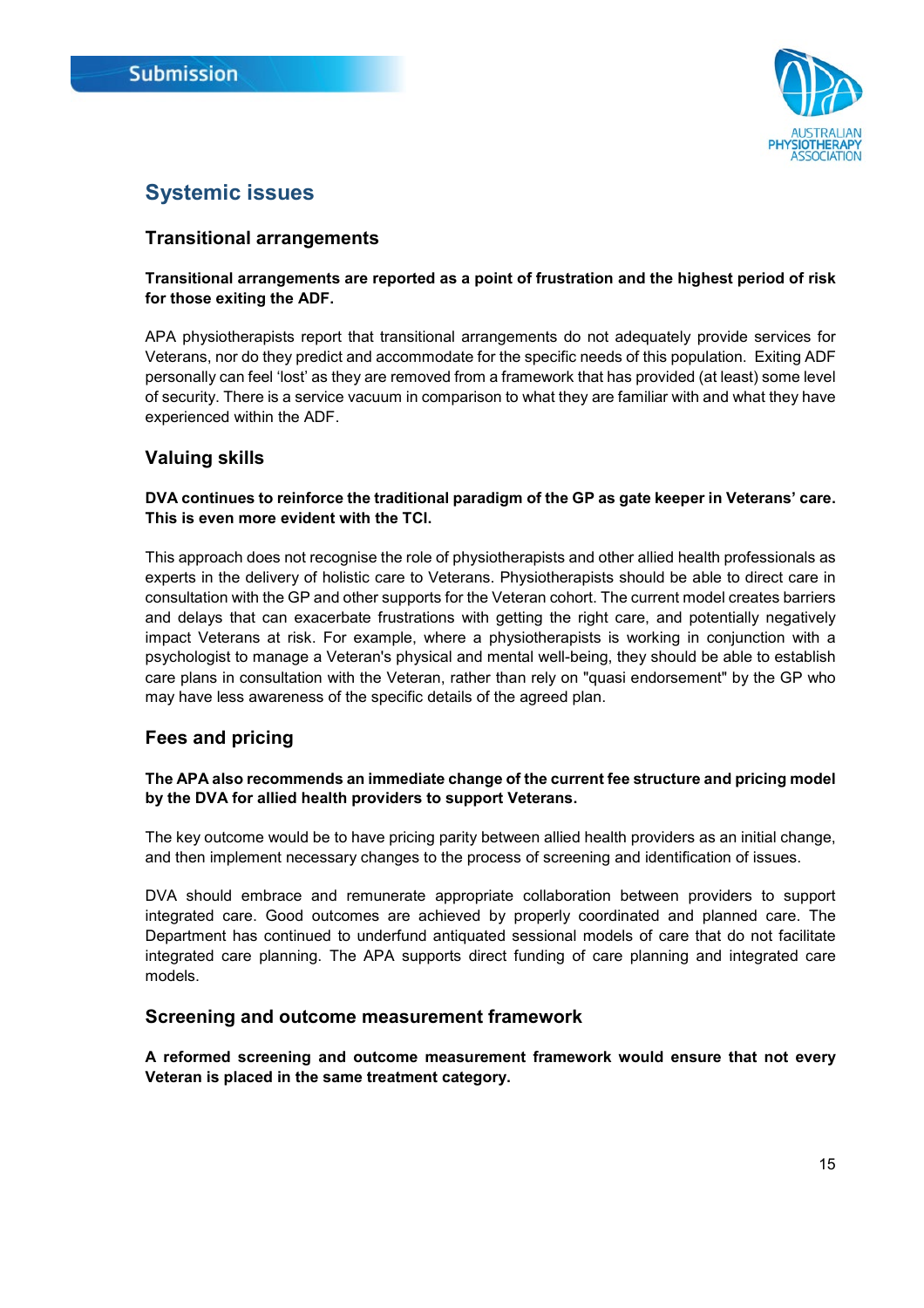## Systemic issues

### Transitional arrangements

**Transitional arrangements are reported as a point of frustration and the highest period of risk for those exiting the ADF.**

APA physiotherapists report that transitional arrangements do not adequately provide services for Veterans, nor do they predict and accommodate for the specific needs of this population. Exiting ADF personally can feel 'lost' as they are removed from a framework that has provided (at least) some level of security. There is a service vacuum in comparison to what they are familiar with and what they have experienced within the ADF.

### Valuing skills

**DVA continues to reinforce the traditional paradigm of the GP as gate keeper in Veterans' care. This is even more evident with the TCI.**

This approach does not recognise the role of physiotherapists and other allied health professionals as experts in the delivery of holistic care to Veterans. Physiotherapists should be able to direct care in consultation with the GP and other supports for the Veteran cohort. The current model creates barriers and delays that can exacerbate frustrations with getting the right care, and potentially negatively impact Veterans at risk. For example, where a physiotherapists is working in conjunction with a psychologist to manage a Veteran's physical and mental well-being, they should be able to establish care plans in consultation with the Veteran, rather than rely on "quasi endorsement" by the GP who may have less awareness of the specific details of the agreed plan.

### Fees and pricing

**The APA also recommends an immediate change of the current fee structure and pricing model by the DVA for allied health providers to support Veterans.**

The key outcome would be to have pricing parity between allied health providers as an initial change, and then implement necessary changes to the process of screening and identification of issues.

DVA should embrace and remunerate appropriate collaboration between providers to support integrated care. Good outcomes are achieved by properly coordinated and planned care. The Department has continued to underfund antiquated sessional models of care that do not facilitate integrated care planning. The APA supports direct funding of care planning and integrated care models.

### Screening and outcome measurement framework

**A reformed screening and outcome measurement framework would ensure that not every Veteran is placed in the same treatment category.**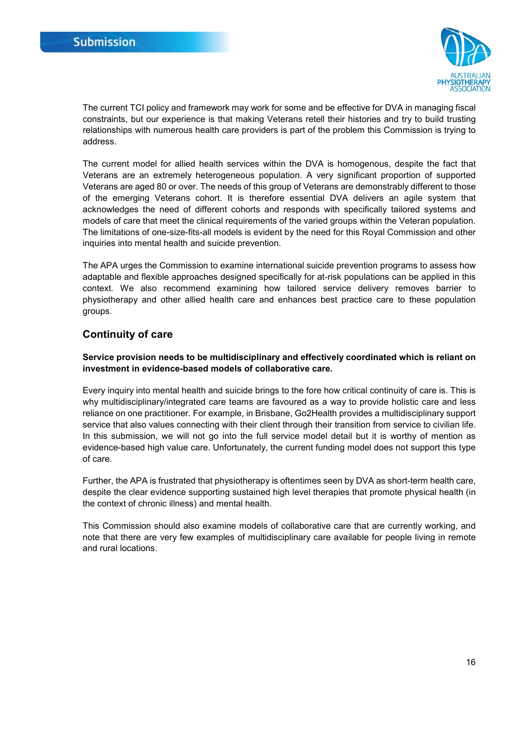The current TCI policy and framework may work for some and be effective for DVA in managing fiscal constraints, but our experience is that making Veterans retell their histories and try to build trusting relationships with numerous health care providers is part of the problem this Commission is trying to address.

The current model for allied health services within the DVA is homogenous, despite the fact that Veterans are an extremely heterogeneous population. A very significant proportion of supported Veterans are aged 80 or over. The needs of this group of Veterans are demonstrably different to those of the emerging Veterans cohort. It is therefore essential DVA delivers an agile system that acknowledges the need of different cohorts and responds with specifically tailored systems and models of care that meet the clinical requirements of the varied groups within the Veteran population. The limitations of one-size-fits-all models is evident by the need for this Royal Commission and other inquiries into mental health and suicide prevention.

The APA urges the Commission to examine international suicide prevention programs to assess how adaptable and flexible approaches designed specifically for at-risk populations can be applied in this context. We also recommend examining how tailored service delivery removes barrier to physiotherapy and other allied health care and enhances best practice care to these population groups.

## Continuity of care

**Service provision needs to be multidisciplinary and effectively coordinated which is reliant on investment in evidence-based models of collaborative care.**

Every inquiry into mental health and suicide brings to the fore how critical continuity of care is. This is why multidisciplinary/integrated care teams are favoured as a way to provide holistic care and less reliance on one practitioner. For example, in Brisbane, Go2Health provides a multidisciplinary support service that also values connecting with their client through their transition from service to civilian life. In this submission, we will not go into the full service model detail but it is worthy of mention as evidence-based high value care. Unfortunately, the current funding model does not support this type of care.

Further, the APA is frustrated that physiotherapy is oftentimes seen by DVA as short-term health care, despite the clear evidence supporting sustained high level therapies that promote physical health (in the context of chronic illness) and mental health.

This Commission should also examine models of collaborative care that are currently working, and note that there are very few examples of multidisciplinary care available for people living in remote and rural locations.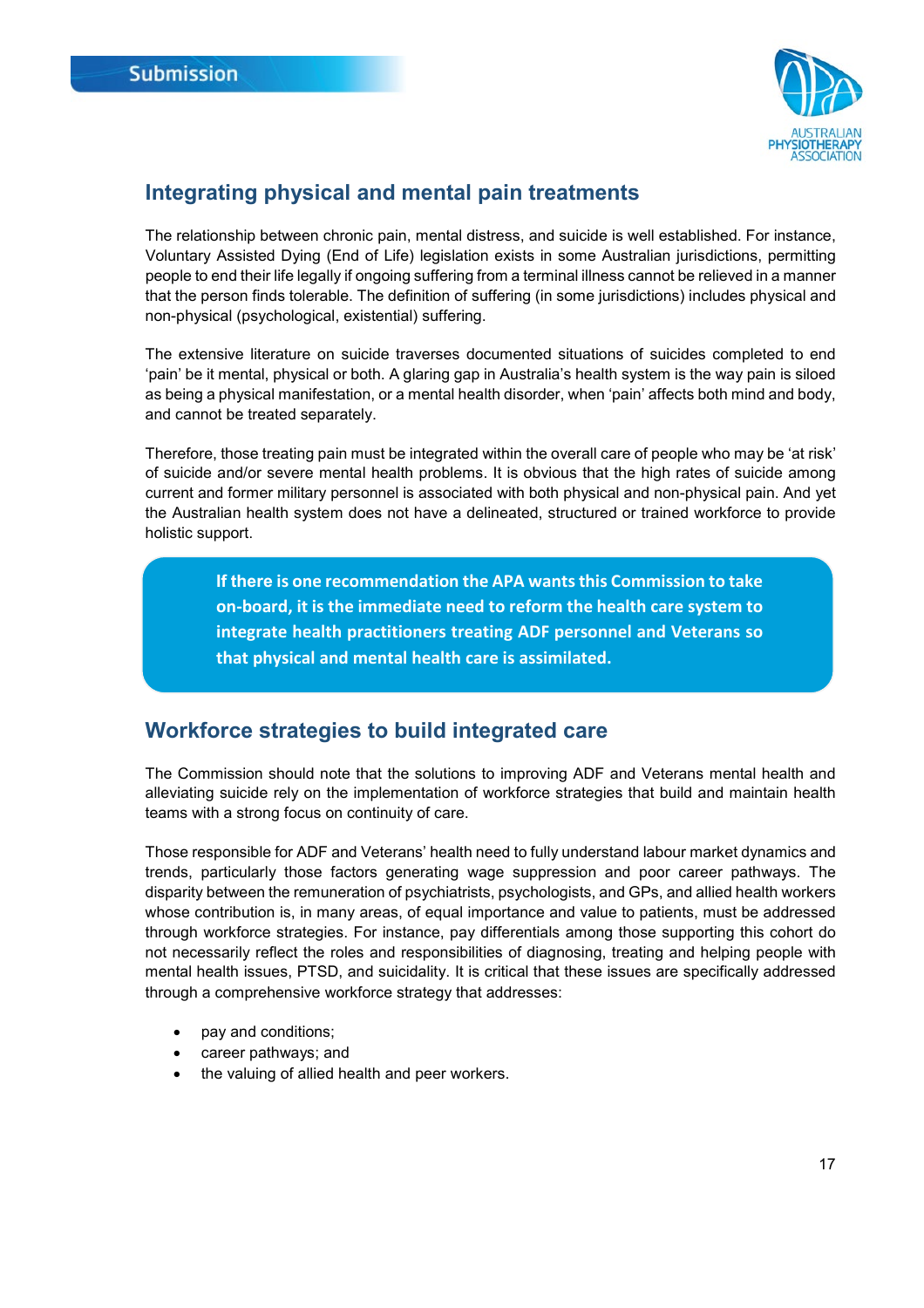## Integrating physical and mental pain treatments

The relationship between chronic pain, mental distress, and suicide is well established. For instance, Voluntary Assisted Dying (End of Life) legislation exists in some Australian jurisdictions, permitting people to end their life legally if ongoing suffering from a terminal illness cannot be relieved in a manner that the person finds tolerable. The definition of suffering (in some jurisdictions) includes physical and non-physical (psychological, existential) suffering.

The extensive literature on suicide traverses documented situations of suicides completed to end 'pain' be it mental, physical or both. A glaring gap in Australia's health system is the way pain is siloed as being a physical manifestation, or a mental health disorder, when 'pain' affects both mind and body, and cannot be treated separately.

Therefore, those treating pain must be integrated within the overall care of people who may be 'at risk' of suicide and/or severe mental health problems. It is obvious that the high rates of suicide among current and former military personnel is associated with both physical and non-physical pain. And yet the Australian health system does not have a delineated, structured or trained workforce to provide holistic support.

**If there is one recommendation the APA wants this Commission to take on-board, it is the immediate need to reform the health care system to integrate health practitioners treating ADF personnel and Veterans so that physical and mental health care is assimilated.**

## Workforce strategies to build integrated care

The Commission should note that the solutions to improving ADF and Veterans mental health and alleviating suicide rely on the implementation of workforce strategies that build and maintain health teams with a strong focus on continuity of care.

Those responsible for ADF and Veterans' health need to fully understand labour market dynamics and trends, particularly those factors generating wage suppression and poor career pathways. The disparity between the remuneration of psychiatrists, psychologists, and GPs, and allied health workers whose contribution is, in many areas, of equal importance and value to patients, must be addressed through workforce strategies. For instance, pay differentials among those supporting this cohort do not necessarily reflect the roles and responsibilities of diagnosing, treating and helping people with mental health issues, PTSD, and suicidality. It is critical that these issues are specifically addressed through a comprehensive workforce strategy that addresses:

- pay and conditions;
- career pathways; and
- the valuing of allied health and peer workers.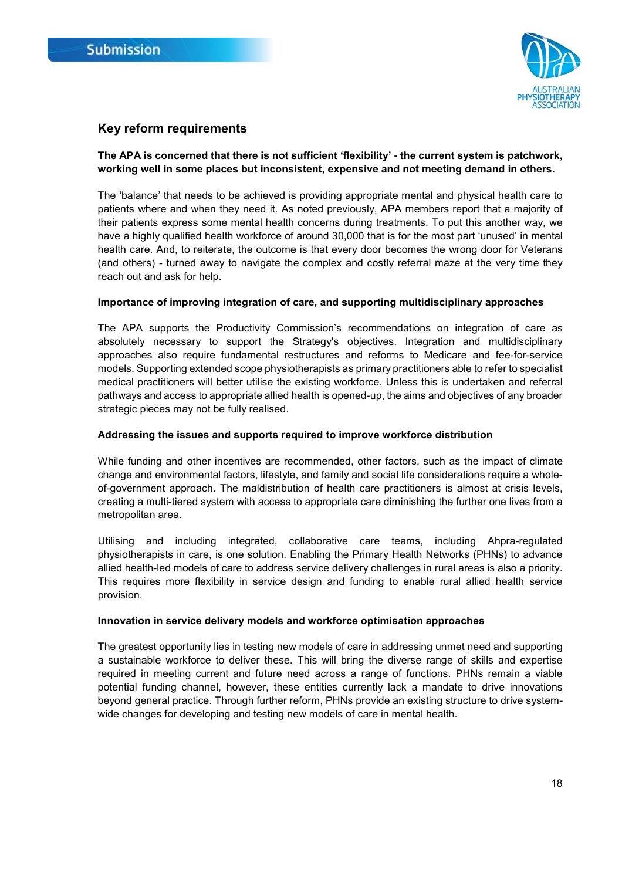## Key reform requirements

**The APA is concerned that there is not sufficient 'flexibility' - the current system is patchwork, working well in some places but inconsistent, expensive and not meeting demand in others.**

The 'balance' that needs to be achieved is providing appropriate mental and physical health care to patients where and when they need it. As noted previously, APA members report that a majority of their patients express some mental health concerns during treatments. To put this another way, we have a highly qualified health workforce of around 30,000 that is for the most part 'unused' in mental health care. And, to reiterate, the outcome is that every door becomes the wrong door for Veterans (and others) - turned away to navigate the complex and costly referral maze at the very time they reach out and ask for help.

**Importance of improving integration of care, and supporting multidisciplinary approaches**

The APA supports the Productivity Commission's recommendations on integration of care as absolutely necessary to support the Strategy's objectives. Integration and multidisciplinary approaches also require fundamental restructures and reforms to Medicare and fee-for-service models. Supporting extended scope physiotherapists as primary practitioners able to refer to specialist medical practitioners will better utilise the existing workforce. Unless this is undertaken and referral pathways and access to appropriate allied health is opened-up, the aims and objectives of any broader strategic pieces may not be fully realised.

**Addressing the issues and supports required to improve workforce distribution**

While funding and other incentives are recommended, other factors, such as the impact of climate change and environmental factors, lifestyle, and family and social life considerations require a whole-of-government approach. The maldistribution of health care practitioners is almost at crisis levels, creating a multi-tiered system with access to appropriate care diminishing the further one lives from a metropolitan area.

Utilising and including integrated, collaborative care teams, including Ahpra-regulated physiotherapists in care, is one solution. Enabling the Primary Health Networks (PHNs) to advance allied health-led models of care to address service delivery challenges in rural areas is also a priority. This requires more flexibility in service design and funding to enable rural allied health service provision.

**Innovation in service delivery models and workforce optimisation approaches**

The greatest opportunity lies in testing new models of care in addressing unmet need and supporting a sustainable workforce to deliver these. This will bring the diverse range of skills and expertise required in meeting current and future need across a range of functions. PHNs remain a viable potential funding channel, however, these entities currently lack a mandate to drive innovations beyond general practice. Through further reform, PHNs provide an existing structure to drive system-wide changes for developing and testing new models of care in mental health.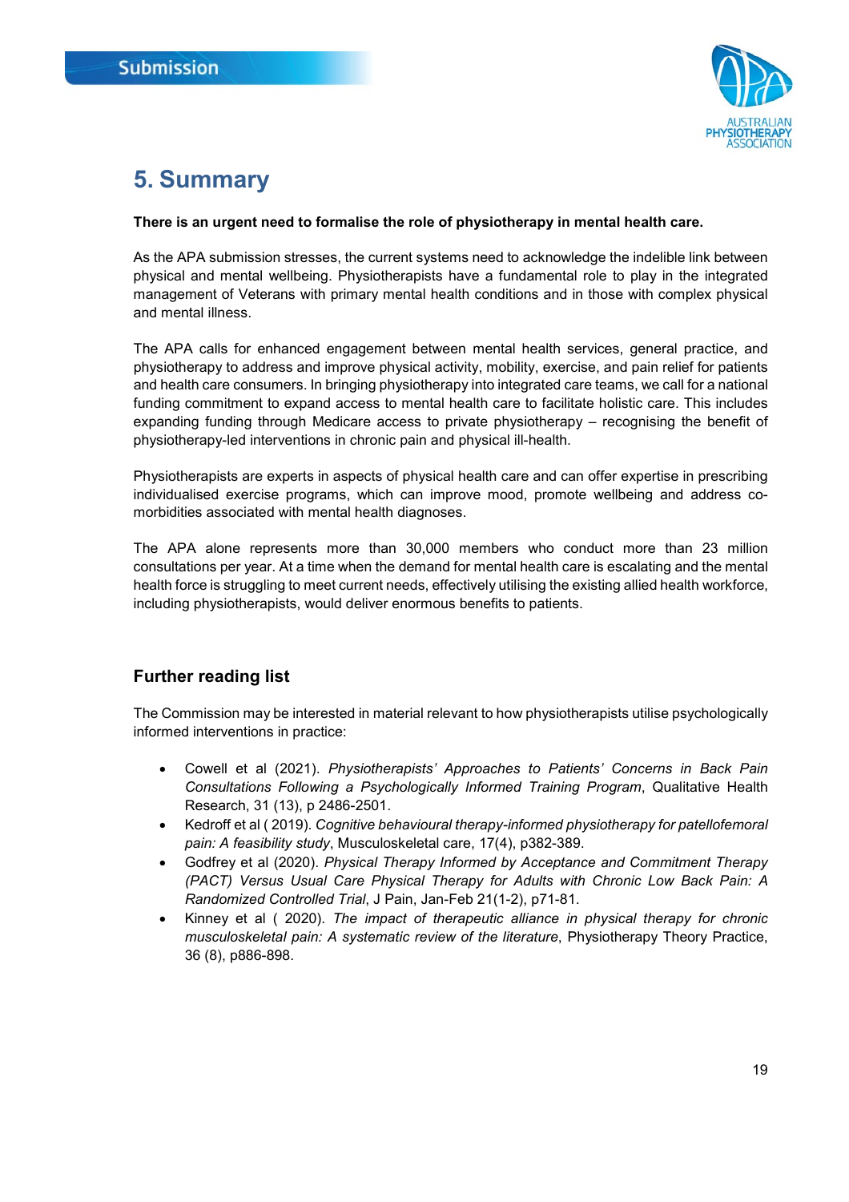# 5. Summary

**There is an urgent need to formalise the role of physiotherapy in mental health care.**

As the APA submission stresses, the current systems need to acknowledge the indelible link between physical and mental wellbeing. Physiotherapists have a fundamental role to play in the integrated management of Veterans with primary mental health conditions and in those with complex physical and mental illness.

The APA calls for enhanced engagement between mental health services, general practice, and physiotherapy to address and improve physical activity, mobility, exercise, and pain relief for patients and health care consumers. In bringing physiotherapy into integrated care teams, we call for a national funding commitment to expand access to mental health care to facilitate holistic care. This includes expanding funding through Medicare access to private physiotherapy – recognising the benefit of physiotherapy-led interventions in chronic pain and physical ill-health.

Physiotherapists are experts in aspects of physical health care and can offer expertise in prescribing individualised exercise programs, which can improve mood, promote wellbeing and address co-morbidities associated with mental health diagnoses.

The APA alone represents more than 30,000 members who conduct more than 23 million consultations per year. At a time when the demand for mental health care is escalating and the mental health force is struggling to meet current needs, effectively utilising the existing allied health workforce, including physiotherapists, would deliver enormous benefits to patients.

## Further reading list

The Commission may be interested in material relevant to how physiotherapists utilise psychologically informed interventions in practice:

- Cowell et al (2021). *Physiotherapists' Approaches to Patients' Concerns in Back Pain Consultations Following a Psychologically Informed Training Program*, Qualitative Health Research, 31 (13), p 2486-2501.
- Kedroff et al ( 2019). *Cognitive behavioural therapy-informed physiotherapy for patellofemoral pain: A feasibility study*, Musculoskeletal care, 17(4), p382-389.
- Godfrey et al (2020). *Physical Therapy Informed by Acceptance and Commitment Therapy (PACT) Versus Usual Care Physical Therapy for Adults with Chronic Low Back Pain: A Randomized Controlled Trial*, J Pain, Jan-Feb 21(1-2), p71-81.
- Kinney et al ( 2020). *The impact of therapeutic alliance in physical therapy for chronic musculoskeletal pain: A systematic review of the literature*, Physiotherapy Theory Practice, 36 (8), p886-898.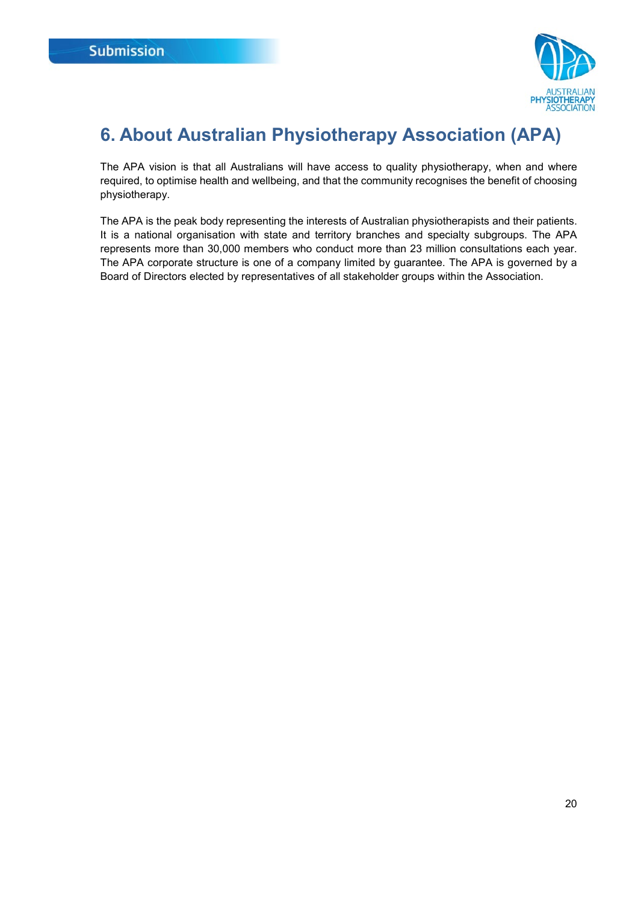# 6. About Australian Physiotherapy Association (APA)

The APA vision is that all Australians will have access to quality physiotherapy, when and where required, to optimise health and wellbeing, and that the community recognises the benefit of choosing physiotherapy.

The APA is the peak body representing the interests of Australian physiotherapists and their patients. It is a national organisation with state and territory branches and specialty subgroups. The APA represents more than 30,000 members who conduct more than 23 million consultations each year. The APA corporate structure is one of a company limited by guarantee. The APA is governed by a Board of Directors elected by representatives of all stakeholder groups within the Association.